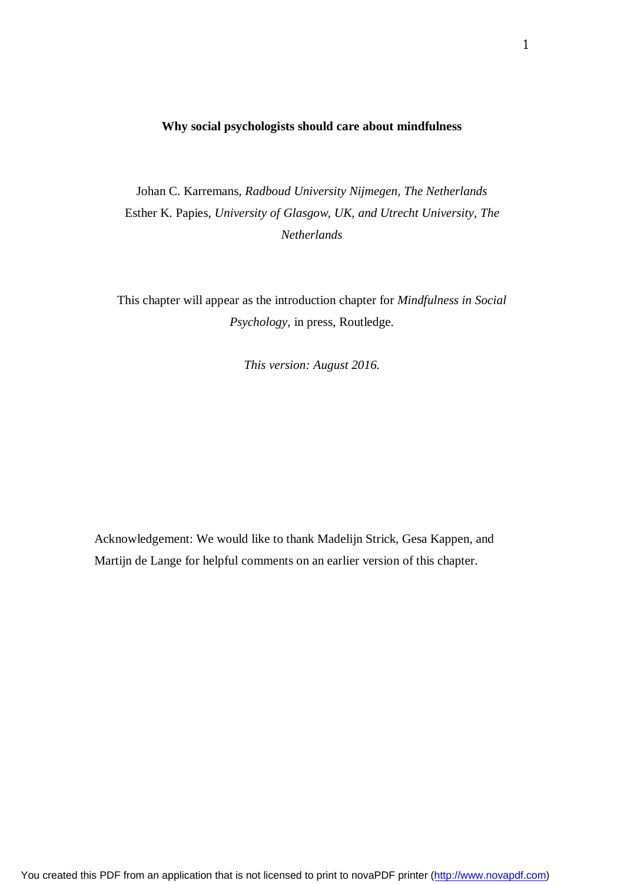# Why social psychologists should care about mindfulness

Johan C. Karremans, *Radboud University Nijmegen, The Netherlands*
Esther K. Papies, *University of Glasgow, UK, and Utrecht University, The Netherlands*

This chapter will appear as the introduction chapter for *Mindfulness in Social Psychology*, in press, Routledge.

*This version: August 2016.*

Acknowledgement: We would like to thank Madelijn Strick, Gesa Kappen, and Martijn de Lange for helpful comments on an earlier version of this chapter.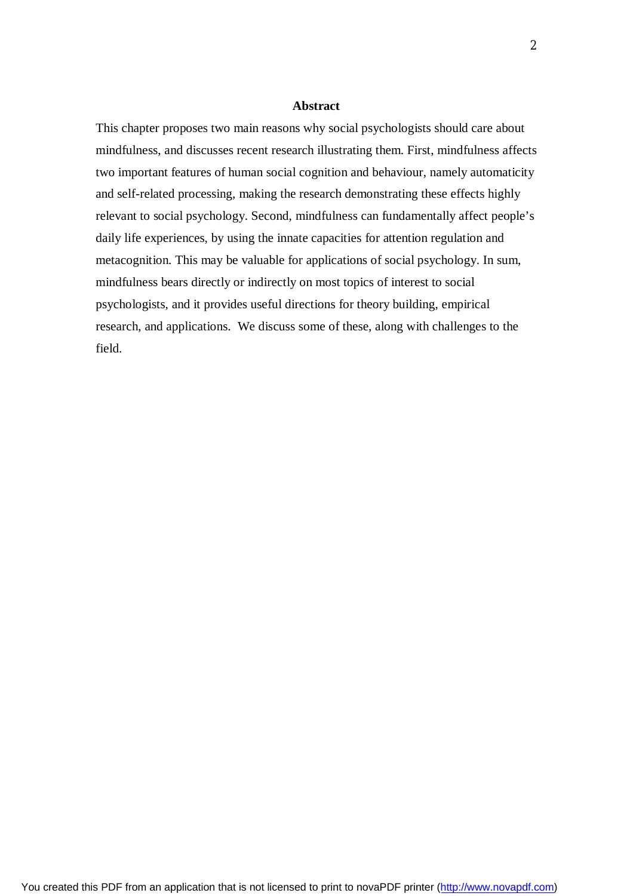## Abstract

This chapter proposes two main reasons why social psychologists should care about mindfulness, and discusses recent research illustrating them. First, mindfulness affects two important features of human social cognition and behaviour, namely automaticity and self-related processing, making the research demonstrating these effects highly relevant to social psychology. Second, mindfulness can fundamentally affect people's daily life experiences, by using the innate capacities for attention regulation and metacognition. This may be valuable for applications of social psychology. In sum, mindfulness bears directly or indirectly on most topics of interest to social psychologists, and it provides useful directions for theory building, empirical research, and applications. We discuss some of these, along with challenges to the field.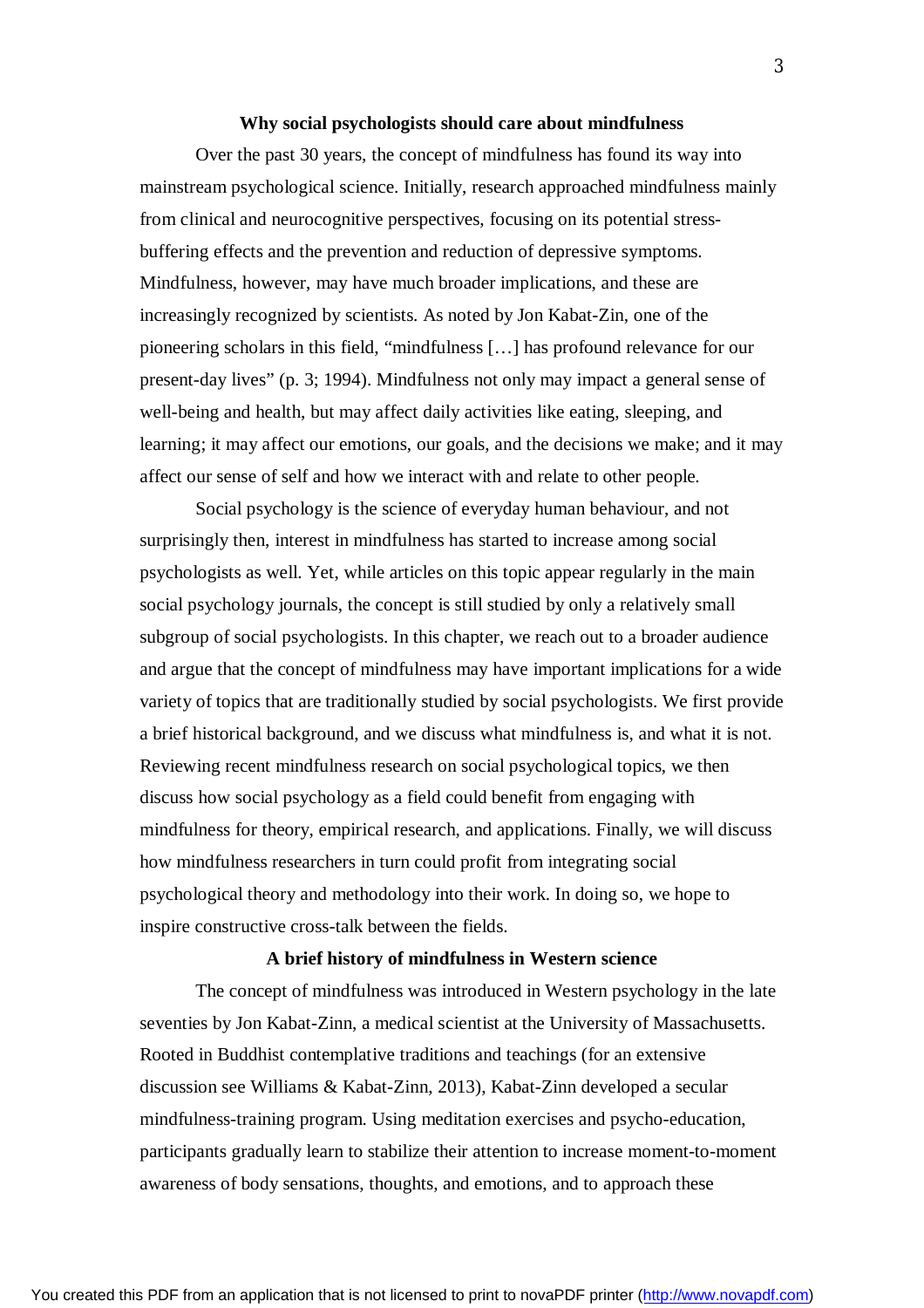## Why social psychologists should care about mindfulness

Over the past 30 years, the concept of mindfulness has found its way into mainstream psychological science. Initially, research approached mindfulness mainly from clinical and neurocognitive perspectives, focusing on its potential stress-buffering effects and the prevention and reduction of depressive symptoms. Mindfulness, however, may have much broader implications, and these are increasingly recognized by scientists. As noted by Jon Kabat-Zin, one of the pioneering scholars in this field, "mindfulness […] has profound relevance for our present-day lives" (p. 3; 1994). Mindfulness not only may impact a general sense of well-being and health, but may affect daily activities like eating, sleeping, and learning; it may affect our emotions, our goals, and the decisions we make; and it may affect our sense of self and how we interact with and relate to other people.

Social psychology is the science of everyday human behaviour, and not surprisingly then, interest in mindfulness has started to increase among social psychologists as well. Yet, while articles on this topic appear regularly in the main social psychology journals, the concept is still studied by only a relatively small subgroup of social psychologists. In this chapter, we reach out to a broader audience and argue that the concept of mindfulness may have important implications for a wide variety of topics that are traditionally studied by social psychologists. We first provide a brief historical background, and we discuss what mindfulness is, and what it is not. Reviewing recent mindfulness research on social psychological topics, we then discuss how social psychology as a field could benefit from engaging with mindfulness for theory, empirical research, and applications. Finally, we will discuss how mindfulness researchers in turn could profit from integrating social psychological theory and methodology into their work. In doing so, we hope to inspire constructive cross-talk between the fields.

## A brief history of mindfulness in Western science

The concept of mindfulness was introduced in Western psychology in the late seventies by Jon Kabat-Zinn, a medical scientist at the University of Massachusetts. Rooted in Buddhist contemplative traditions and teachings (for an extensive discussion see Williams & Kabat-Zinn, 2013), Kabat-Zinn developed a secular mindfulness-training program. Using meditation exercises and psycho-education, participants gradually learn to stabilize their attention to increase moment-to-moment awareness of body sensations, thoughts, and emotions, and to approach these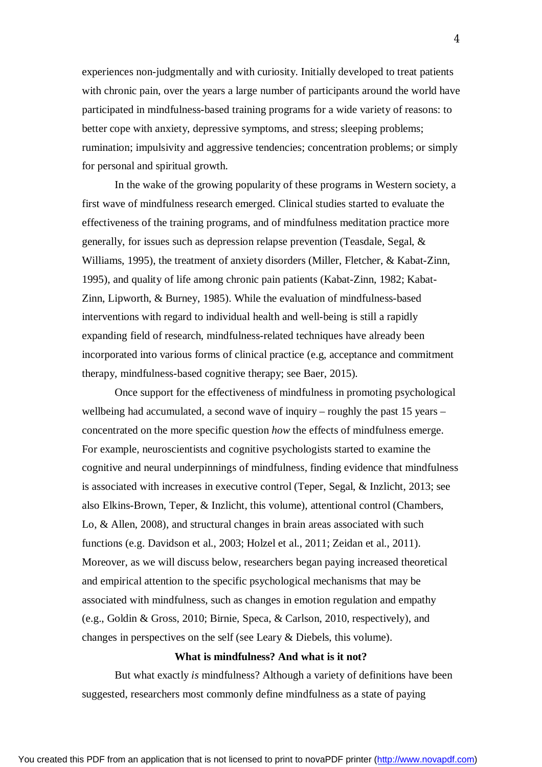experiences non-judgmentally and with curiosity. Initially developed to treat patients with chronic pain, over the years a large number of participants around the world have participated in mindfulness-based training programs for a wide variety of reasons: to better cope with anxiety, depressive symptoms, and stress; sleeping problems; rumination; impulsivity and aggressive tendencies; concentration problems; or simply for personal and spiritual growth.

In the wake of the growing popularity of these programs in Western society, a first wave of mindfulness research emerged. Clinical studies started to evaluate the effectiveness of the training programs, and of mindfulness meditation practice more generally, for issues such as depression relapse prevention (Teasdale, Segal, & Williams, 1995), the treatment of anxiety disorders (Miller, Fletcher, & Kabat-Zinn, 1995), and quality of life among chronic pain patients (Kabat-Zinn, 1982; Kabat-Zinn, Lipworth, & Burney, 1985). While the evaluation of mindfulness-based interventions with regard to individual health and well-being is still a rapidly expanding field of research, mindfulness-related techniques have already been incorporated into various forms of clinical practice (e.g, acceptance and commitment therapy, mindfulness-based cognitive therapy; see Baer, 2015).

Once support for the effectiveness of mindfulness in promoting psychological wellbeing had accumulated, a second wave of inquiry – roughly the past 15 years – concentrated on the more specific question *how* the effects of mindfulness emerge. For example, neuroscientists and cognitive psychologists started to examine the cognitive and neural underpinnings of mindfulness, finding evidence that mindfulness is associated with increases in executive control (Teper, Segal, & Inzlicht, 2013; see also Elkins-Brown, Teper, & Inzlicht, this volume), attentional control (Chambers, Lo, & Allen, 2008), and structural changes in brain areas associated with such functions (e.g. Davidson et al., 2003; Holzel et al., 2011; Zeidan et al., 2011). Moreover, as we will discuss below, researchers began paying increased theoretical and empirical attention to the specific psychological mechanisms that may be associated with mindfulness, such as changes in emotion regulation and empathy (e.g., Goldin & Gross, 2010; Birnie, Speca, & Carlson, 2010, respectively), and changes in perspectives on the self (see Leary & Diebels, this volume).

## What is mindfulness? And what is it not?

But what exactly *is* mindfulness? Although a variety of definitions have been suggested, researchers most commonly define mindfulness as a state of paying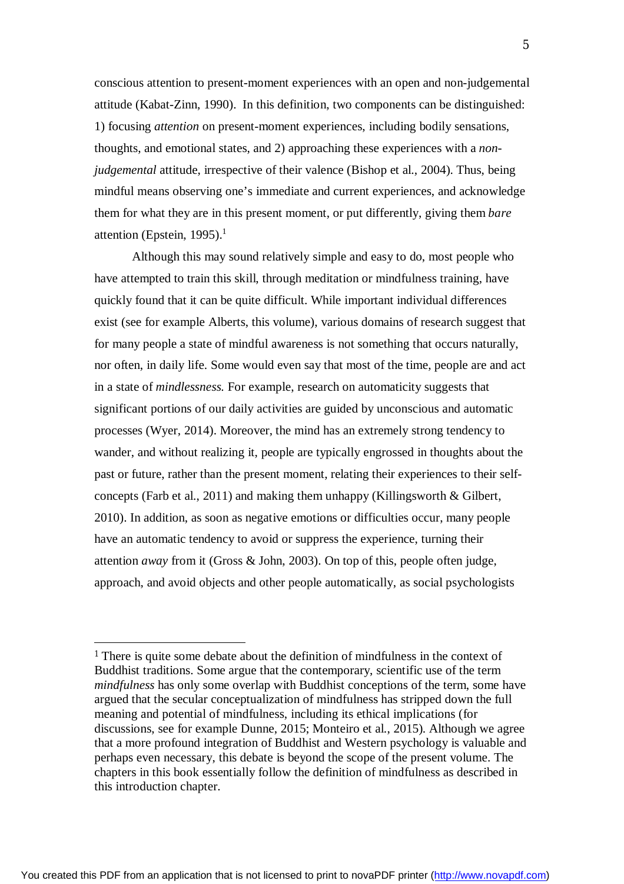conscious attention to present-moment experiences with an open and non-judgemental attitude (Kabat-Zinn, 1990). In this definition, two components can be distinguished: 1) focusing *attention* on present-moment experiences, including bodily sensations, thoughts, and emotional states, and 2) approaching these experiences with a *non-judgemental* attitude, irrespective of their valence (Bishop et al., 2004). Thus, being mindful means observing one's immediate and current experiences, and acknowledge them for what they are in this present moment, or put differently, giving them *bare* attention (Epstein, 1995).[1]

Although this may sound relatively simple and easy to do, most people who have attempted to train this skill, through meditation or mindfulness training, have quickly found that it can be quite difficult. While important individual differences exist (see for example Alberts, this volume), various domains of research suggest that for many people a state of mindful awareness is not something that occurs naturally, nor often, in daily life. Some would even say that most of the time, people are and act in a state of *mindlessness.* For example, research on automaticity suggests that significant portions of our daily activities are guided by unconscious and automatic processes (Wyer, 2014). Moreover, the mind has an extremely strong tendency to wander, and without realizing it, people are typically engrossed in thoughts about the past or future, rather than the present moment, relating their experiences to their self-concepts (Farb et al., 2011) and making them unhappy (Killingsworth & Gilbert, 2010). In addition, as soon as negative emotions or difficulties occur, many people have an automatic tendency to avoid or suppress the experience, turning their attention *away* from it (Gross & John, 2003). On top of this, people often judge, approach, and avoid objects and other people automatically, as social psychologists

---

[1] There is quite some debate about the definition of mindfulness in the context of Buddhist traditions. Some argue that the contemporary, scientific use of the term *mindfulness* has only some overlap with Buddhist conceptions of the term, some have argued that the secular conceptualization of mindfulness has stripped down the full meaning and potential of mindfulness, including its ethical implications (for discussions, see for example Dunne, 2015; Monteiro et al., 2015). Although we agree that a more profound integration of Buddhist and Western psychology is valuable and perhaps even necessary, this debate is beyond the scope of the present volume. The chapters in this book essentially follow the definition of mindfulness as described in this introduction chapter.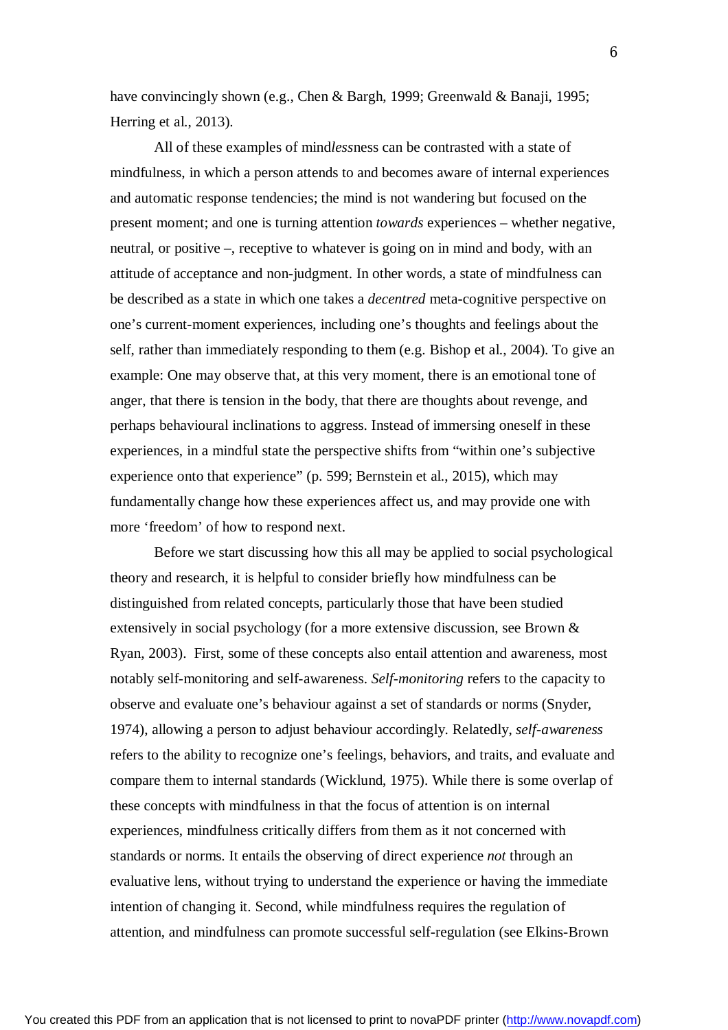have convincingly shown (e.g., Chen & Bargh, 1999; Greenwald & Banaji, 1995; Herring et al., 2013).

All of these examples of mind*less*ness can be contrasted with a state of mindfulness, in which a person attends to and becomes aware of internal experiences and automatic response tendencies; the mind is not wandering but focused on the present moment; and one is turning attention *towards* experiences – whether negative, neutral, or positive –, receptive to whatever is going on in mind and body, with an attitude of acceptance and non-judgment. In other words, a state of mindfulness can be described as a state in which one takes a *decentred* meta-cognitive perspective on one's current-moment experiences, including one's thoughts and feelings about the self, rather than immediately responding to them (e.g. Bishop et al., 2004). To give an example: One may observe that, at this very moment, there is an emotional tone of anger, that there is tension in the body, that there are thoughts about revenge, and perhaps behavioural inclinations to aggress. Instead of immersing oneself in these experiences, in a mindful state the perspective shifts from "within one's subjective experience onto that experience" (p. 599; Bernstein et al., 2015), which may fundamentally change how these experiences affect us, and may provide one with more 'freedom' of how to respond next.

Before we start discussing how this all may be applied to social psychological theory and research, it is helpful to consider briefly how mindfulness can be distinguished from related concepts, particularly those that have been studied extensively in social psychology (for a more extensive discussion, see Brown & Ryan, 2003). First, some of these concepts also entail attention and awareness, most notably self-monitoring and self-awareness. *Self-monitoring* refers to the capacity to observe and evaluate one's behaviour against a set of standards or norms (Snyder, 1974), allowing a person to adjust behaviour accordingly. Relatedly, *self-awareness* refers to the ability to recognize one's feelings, behaviors, and traits, and evaluate and compare them to internal standards (Wicklund, 1975). While there is some overlap of these concepts with mindfulness in that the focus of attention is on internal experiences, mindfulness critically differs from them as it not concerned with standards or norms. It entails the observing of direct experience *not* through an evaluative lens, without trying to understand the experience or having the immediate intention of changing it. Second, while mindfulness requires the regulation of attention, and mindfulness can promote successful self-regulation (see Elkins-Brown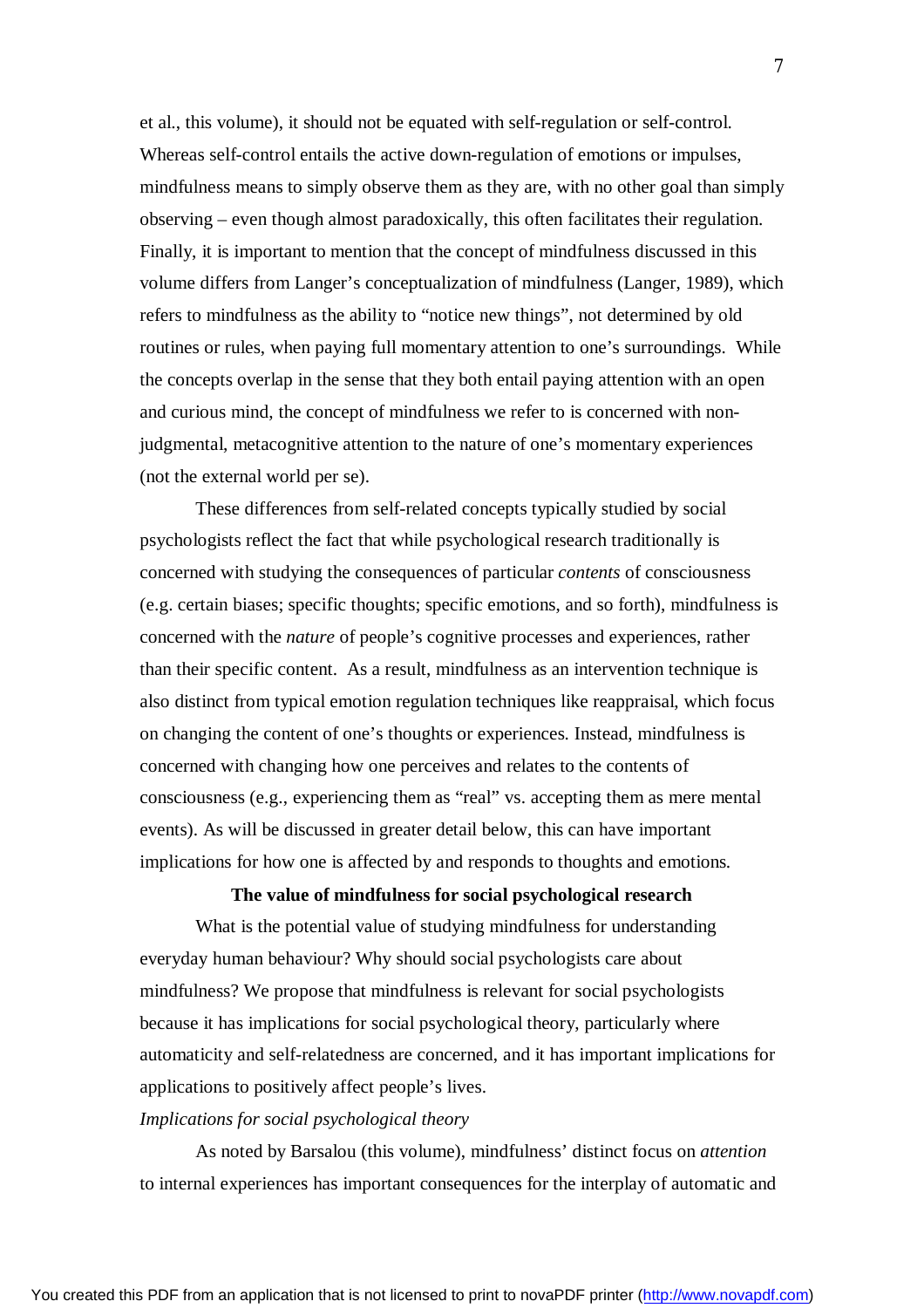et al., this volume), it should not be equated with self-regulation or self-control. Whereas self-control entails the active down-regulation of emotions or impulses, mindfulness means to simply observe them as they are, with no other goal than simply observing – even though almost paradoxically, this often facilitates their regulation. Finally, it is important to mention that the concept of mindfulness discussed in this volume differs from Langer's conceptualization of mindfulness (Langer, 1989), which refers to mindfulness as the ability to "notice new things", not determined by old routines or rules, when paying full momentary attention to one's surroundings. While the concepts overlap in the sense that they both entail paying attention with an open and curious mind, the concept of mindfulness we refer to is concerned with non-judgmental, metacognitive attention to the nature of one's momentary experiences (not the external world per se).

These differences from self-related concepts typically studied by social psychologists reflect the fact that while psychological research traditionally is concerned with studying the consequences of particular *contents* of consciousness (e.g. certain biases; specific thoughts; specific emotions, and so forth), mindfulness is concerned with the *nature* of people's cognitive processes and experiences, rather than their specific content. As a result, mindfulness as an intervention technique is also distinct from typical emotion regulation techniques like reappraisal, which focus on changing the content of one's thoughts or experiences. Instead, mindfulness is concerned with changing how one perceives and relates to the contents of consciousness (e.g., experiencing them as "real" vs. accepting them as mere mental events). As will be discussed in greater detail below, this can have important implications for how one is affected by and responds to thoughts and emotions.

## The value of mindfulness for social psychological research

What is the potential value of studying mindfulness for understanding everyday human behaviour? Why should social psychologists care about mindfulness? We propose that mindfulness is relevant for social psychologists because it has implications for social psychological theory, particularly where automaticity and self-relatedness are concerned, and it has important implications for applications to positively affect people's lives.

### *Implications for social psychological theory*

As noted by Barsalou (this volume), mindfulness' distinct focus on *attention* to internal experiences has important consequences for the interplay of automatic and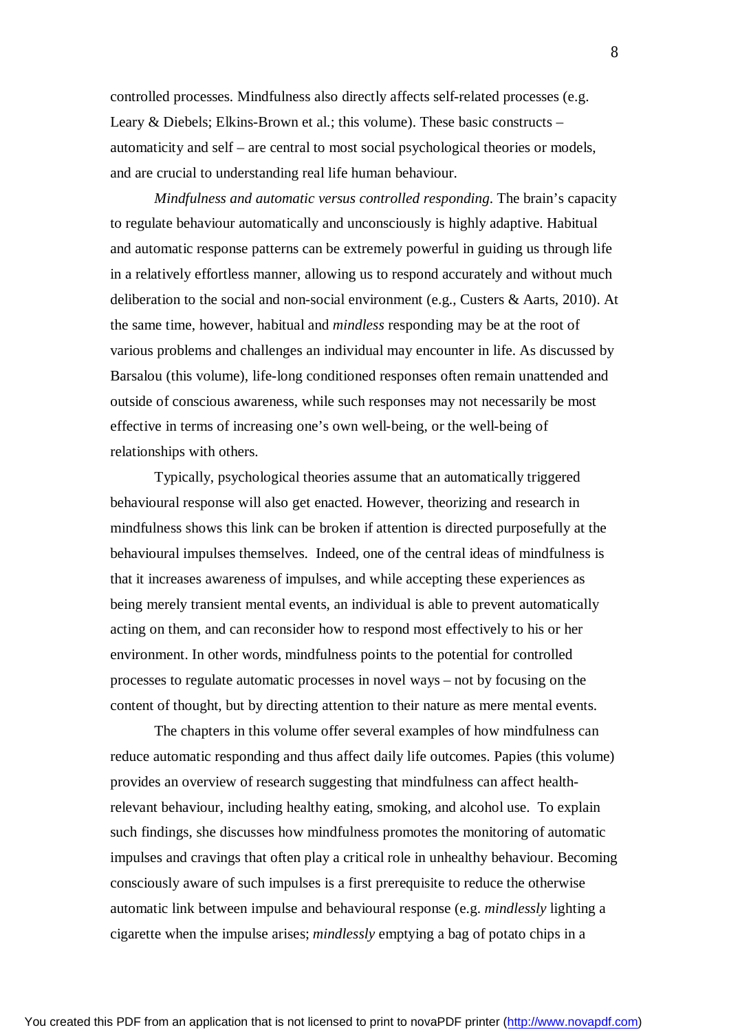controlled processes. Mindfulness also directly affects self-related processes (e.g. Leary & Diebels; Elkins-Brown et al.; this volume). These basic constructs – automaticity and self – are central to most social psychological theories or models, and are crucial to understanding real life human behaviour.

*Mindfulness and automatic versus controlled responding*. The brain's capacity to regulate behaviour automatically and unconsciously is highly adaptive. Habitual and automatic response patterns can be extremely powerful in guiding us through life in a relatively effortless manner, allowing us to respond accurately and without much deliberation to the social and non-social environment (e.g., Custers & Aarts, 2010). At the same time, however, habitual and *mindless* responding may be at the root of various problems and challenges an individual may encounter in life. As discussed by Barsalou (this volume), life-long conditioned responses often remain unattended and outside of conscious awareness, while such responses may not necessarily be most effective in terms of increasing one's own well-being, or the well-being of relationships with others.

Typically, psychological theories assume that an automatically triggered behavioural response will also get enacted. However, theorizing and research in mindfulness shows this link can be broken if attention is directed purposefully at the behavioural impulses themselves. Indeed, one of the central ideas of mindfulness is that it increases awareness of impulses, and while accepting these experiences as being merely transient mental events, an individual is able to prevent automatically acting on them, and can reconsider how to respond most effectively to his or her environment. In other words, mindfulness points to the potential for controlled processes to regulate automatic processes in novel ways – not by focusing on the content of thought, but by directing attention to their nature as mere mental events.

The chapters in this volume offer several examples of how mindfulness can reduce automatic responding and thus affect daily life outcomes. Papies (this volume) provides an overview of research suggesting that mindfulness can affect health-relevant behaviour, including healthy eating, smoking, and alcohol use. To explain such findings, she discusses how mindfulness promotes the monitoring of automatic impulses and cravings that often play a critical role in unhealthy behaviour. Becoming consciously aware of such impulses is a first prerequisite to reduce the otherwise automatic link between impulse and behavioural response (e.g. *mindlessly* lighting a cigarette when the impulse arises; *mindlessly* emptying a bag of potato chips in a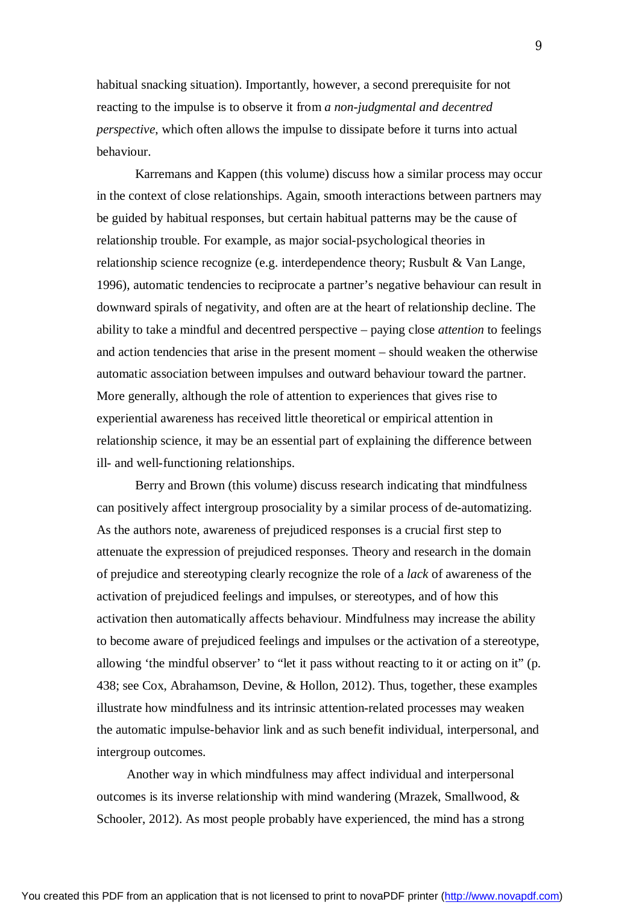habitual snacking situation). Importantly, however, a second prerequisite for not reacting to the impulse is to observe it from *a non-judgmental and decentred perspective*, which often allows the impulse to dissipate before it turns into actual behaviour.

Karremans and Kappen (this volume) discuss how a similar process may occur in the context of close relationships. Again, smooth interactions between partners may be guided by habitual responses, but certain habitual patterns may be the cause of relationship trouble. For example, as major social-psychological theories in relationship science recognize (e.g. interdependence theory; Rusbult & Van Lange, 1996), automatic tendencies to reciprocate a partner's negative behaviour can result in downward spirals of negativity, and often are at the heart of relationship decline. The ability to take a mindful and decentred perspective – paying close *attention* to feelings and action tendencies that arise in the present moment – should weaken the otherwise automatic association between impulses and outward behaviour toward the partner. More generally, although the role of attention to experiences that gives rise to experiential awareness has received little theoretical or empirical attention in relationship science, it may be an essential part of explaining the difference between ill- and well-functioning relationships.

Berry and Brown (this volume) discuss research indicating that mindfulness can positively affect intergroup prosociality by a similar process of de-automatizing. As the authors note, awareness of prejudiced responses is a crucial first step to attenuate the expression of prejudiced responses. Theory and research in the domain of prejudice and stereotyping clearly recognize the role of a *lack* of awareness of the activation of prejudiced feelings and impulses, or stereotypes, and of how this activation then automatically affects behaviour. Mindfulness may increase the ability to become aware of prejudiced feelings and impulses or the activation of a stereotype, allowing 'the mindful observer' to "let it pass without reacting to it or acting on it" (p. 438; see Cox, Abrahamson, Devine, & Hollon, 2012). Thus, together, these examples illustrate how mindfulness and its intrinsic attention-related processes may weaken the automatic impulse-behavior link and as such benefit individual, interpersonal, and intergroup outcomes.

Another way in which mindfulness may affect individual and interpersonal outcomes is its inverse relationship with mind wandering (Mrazek, Smallwood, & Schooler, 2012). As most people probably have experienced, the mind has a strong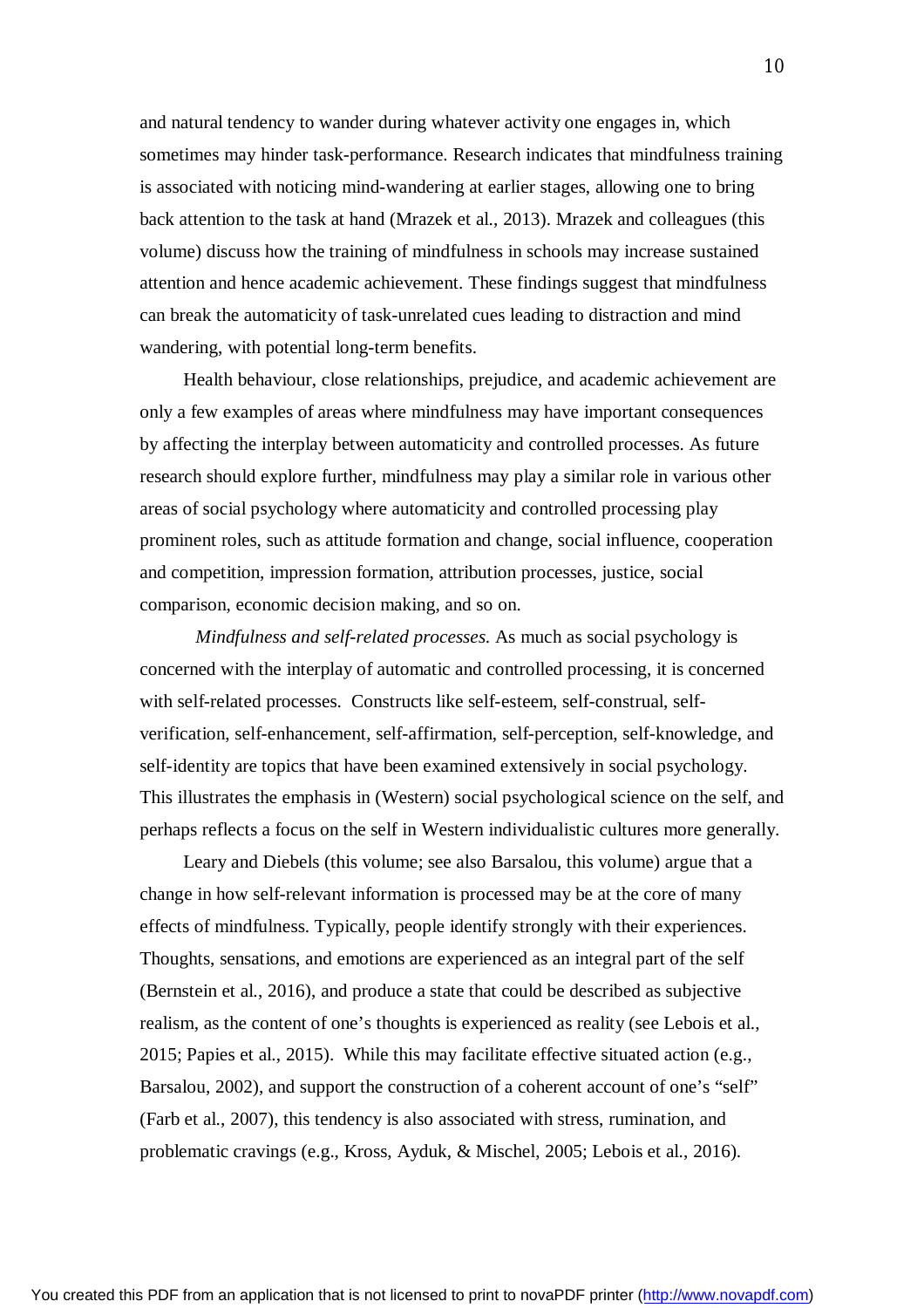and natural tendency to wander during whatever activity one engages in, which sometimes may hinder task-performance. Research indicates that mindfulness training is associated with noticing mind-wandering at earlier stages, allowing one to bring back attention to the task at hand (Mrazek et al., 2013). Mrazek and colleagues (this volume) discuss how the training of mindfulness in schools may increase sustained attention and hence academic achievement. These findings suggest that mindfulness can break the automaticity of task-unrelated cues leading to distraction and mind wandering, with potential long-term benefits.

Health behaviour, close relationships, prejudice, and academic achievement are only a few examples of areas where mindfulness may have important consequences by affecting the interplay between automaticity and controlled processes. As future research should explore further, mindfulness may play a similar role in various other areas of social psychology where automaticity and controlled processing play prominent roles, such as attitude formation and change, social influence, cooperation and competition, impression formation, attribution processes, justice, social comparison, economic decision making, and so on.

*Mindfulness and self-related processes.* As much as social psychology is concerned with the interplay of automatic and controlled processing, it is concerned with self-related processes. Constructs like self-esteem, self-construal, self-verification, self-enhancement, self-affirmation, self-perception, self-knowledge, and self-identity are topics that have been examined extensively in social psychology. This illustrates the emphasis in (Western) social psychological science on the self, and perhaps reflects a focus on the self in Western individualistic cultures more generally.

Leary and Diebels (this volume; see also Barsalou, this volume) argue that a change in how self-relevant information is processed may be at the core of many effects of mindfulness. Typically, people identify strongly with their experiences. Thoughts, sensations, and emotions are experienced as an integral part of the self (Bernstein et al., 2016), and produce a state that could be described as subjective realism, as the content of one's thoughts is experienced as reality (see Lebois et al., 2015; Papies et al., 2015). While this may facilitate effective situated action (e.g., Barsalou, 2002), and support the construction of a coherent account of one's "self" (Farb et al., 2007), this tendency is also associated with stress, rumination, and problematic cravings (e.g., Kross, Ayduk, & Mischel, 2005; Lebois et al., 2016).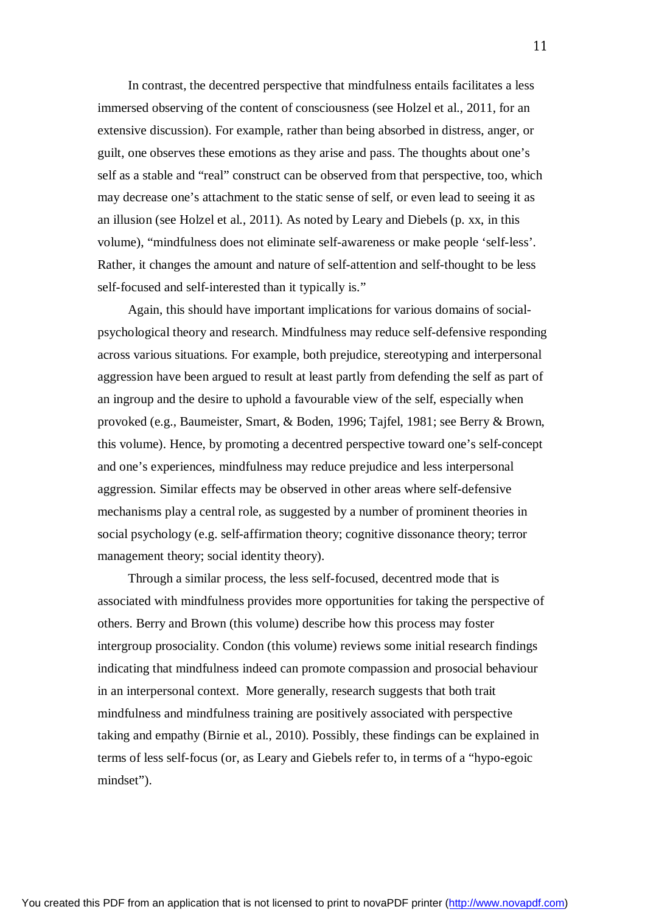In contrast, the decentred perspective that mindfulness entails facilitates a less immersed observing of the content of consciousness (see Holzel et al., 2011, for an extensive discussion). For example, rather than being absorbed in distress, anger, or guilt, one observes these emotions as they arise and pass. The thoughts about one's self as a stable and "real" construct can be observed from that perspective, too, which may decrease one's attachment to the static sense of self, or even lead to seeing it as an illusion (see Holzel et al., 2011). As noted by Leary and Diebels (p. xx, in this volume), "mindfulness does not eliminate self-awareness or make people 'self-less'. Rather, it changes the amount and nature of self-attention and self-thought to be less self-focused and self-interested than it typically is."

Again, this should have important implications for various domains of social-psychological theory and research. Mindfulness may reduce self-defensive responding across various situations. For example, both prejudice, stereotyping and interpersonal aggression have been argued to result at least partly from defending the self as part of an ingroup and the desire to uphold a favourable view of the self, especially when provoked (e.g., Baumeister, Smart, & Boden, 1996; Tajfel, 1981; see Berry & Brown, this volume). Hence, by promoting a decentred perspective toward one's self-concept and one's experiences, mindfulness may reduce prejudice and less interpersonal aggression. Similar effects may be observed in other areas where self-defensive mechanisms play a central role, as suggested by a number of prominent theories in social psychology (e.g. self-affirmation theory; cognitive dissonance theory; terror management theory; social identity theory).

Through a similar process, the less self-focused, decentred mode that is associated with mindfulness provides more opportunities for taking the perspective of others. Berry and Brown (this volume) describe how this process may foster intergroup prosociality. Condon (this volume) reviews some initial research findings indicating that mindfulness indeed can promote compassion and prosocial behaviour in an interpersonal context. More generally, research suggests that both trait mindfulness and mindfulness training are positively associated with perspective taking and empathy (Birnie et al., 2010). Possibly, these findings can be explained in terms of less self-focus (or, as Leary and Giebels refer to, in terms of a "hypo-egoic mindset").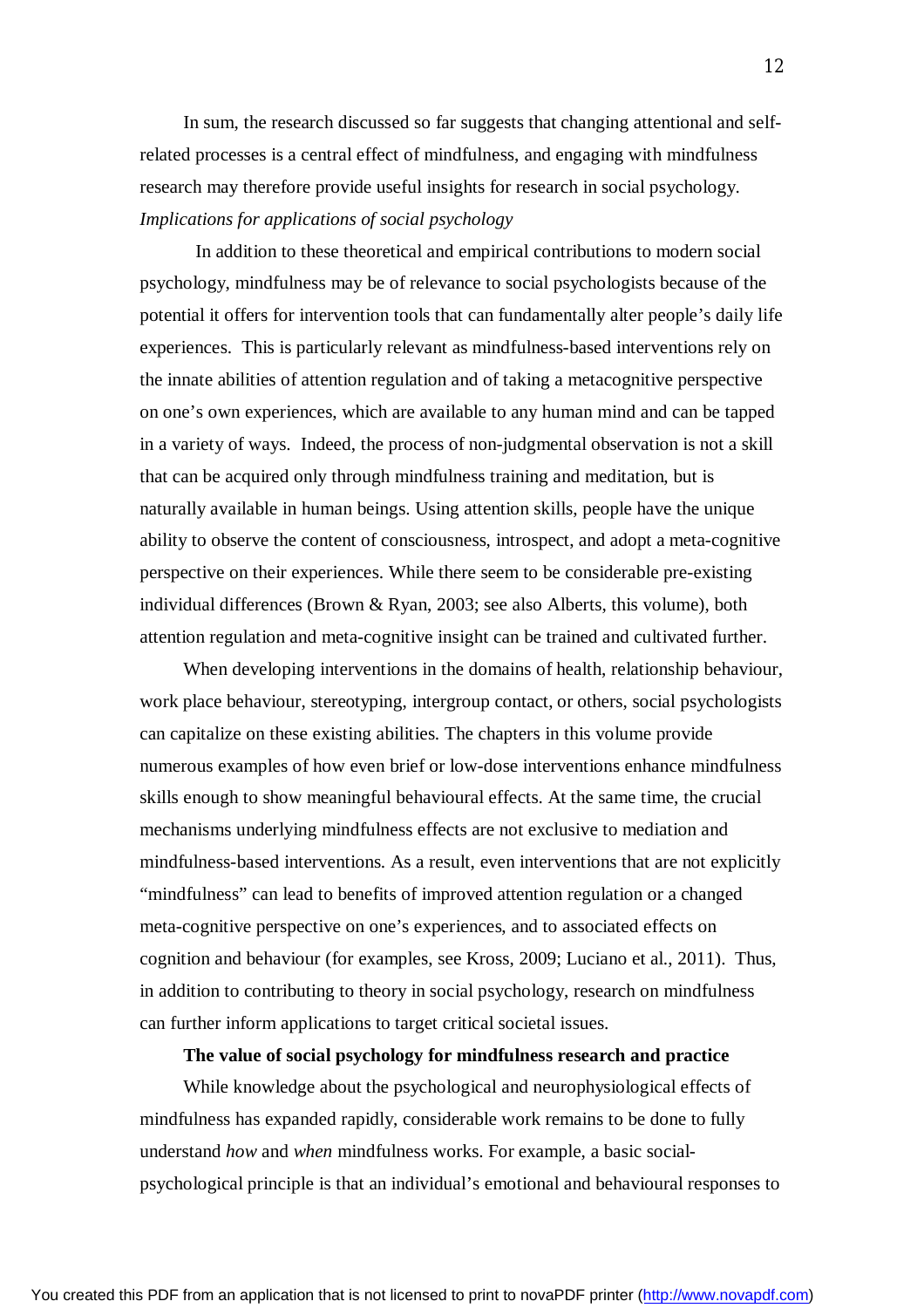In sum, the research discussed so far suggests that changing attentional and self-related processes is a central effect of mindfulness, and engaging with mindfulness research may therefore provide useful insights for research in social psychology.

*Implications for applications of social psychology*

In addition to these theoretical and empirical contributions to modern social psychology, mindfulness may be of relevance to social psychologists because of the potential it offers for intervention tools that can fundamentally alter people's daily life experiences. This is particularly relevant as mindfulness-based interventions rely on the innate abilities of attention regulation and of taking a metacognitive perspective on one's own experiences, which are available to any human mind and can be tapped in a variety of ways. Indeed, the process of non-judgmental observation is not a skill that can be acquired only through mindfulness training and meditation, but is naturally available in human beings. Using attention skills, people have the unique ability to observe the content of consciousness, introspect, and adopt a meta-cognitive perspective on their experiences. While there seem to be considerable pre-existing individual differences (Brown & Ryan, 2003; see also Alberts, this volume), both attention regulation and meta-cognitive insight can be trained and cultivated further.

When developing interventions in the domains of health, relationship behaviour, work place behaviour, stereotyping, intergroup contact, or others, social psychologists can capitalize on these existing abilities. The chapters in this volume provide numerous examples of how even brief or low-dose interventions enhance mindfulness skills enough to show meaningful behavioural effects. At the same time, the crucial mechanisms underlying mindfulness effects are not exclusive to mediation and mindfulness-based interventions. As a result, even interventions that are not explicitly "mindfulness" can lead to benefits of improved attention regulation or a changed meta-cognitive perspective on one's experiences, and to associated effects on cognition and behaviour (for examples, see Kross, 2009; Luciano et al., 2011). Thus, in addition to contributing to theory in social psychology, research on mindfulness can further inform applications to target critical societal issues.

**The value of social psychology for mindfulness research and practice**

While knowledge about the psychological and neurophysiological effects of mindfulness has expanded rapidly, considerable work remains to be done to fully understand *how* and *when* mindfulness works. For example, a basic social-psychological principle is that an individual's emotional and behavioural responses to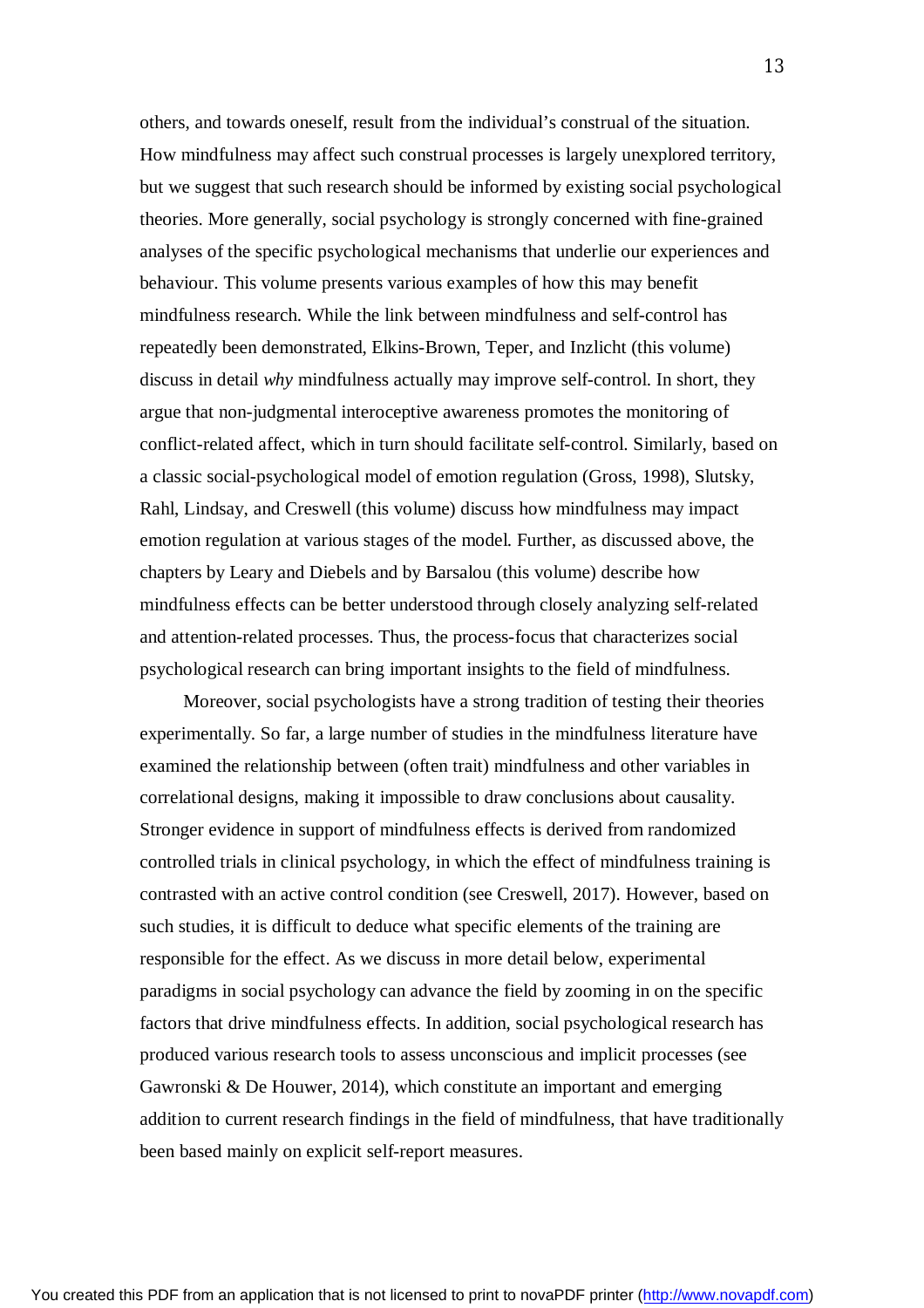others, and towards oneself, result from the individual's construal of the situation. How mindfulness may affect such construal processes is largely unexplored territory, but we suggest that such research should be informed by existing social psychological theories. More generally, social psychology is strongly concerned with fine-grained analyses of the specific psychological mechanisms that underlie our experiences and behaviour. This volume presents various examples of how this may benefit mindfulness research. While the link between mindfulness and self-control has repeatedly been demonstrated, Elkins-Brown, Teper, and Inzlicht (this volume) discuss in detail *why* mindfulness actually may improve self-control. In short, they argue that non-judgmental interoceptive awareness promotes the monitoring of conflict-related affect, which in turn should facilitate self-control. Similarly, based on a classic social-psychological model of emotion regulation (Gross, 1998), Slutsky, Rahl, Lindsay, and Creswell (this volume) discuss how mindfulness may impact emotion regulation at various stages of the model. Further, as discussed above, the chapters by Leary and Diebels and by Barsalou (this volume) describe how mindfulness effects can be better understood through closely analyzing self-related and attention-related processes. Thus, the process-focus that characterizes social psychological research can bring important insights to the field of mindfulness.

Moreover, social psychologists have a strong tradition of testing their theories experimentally. So far, a large number of studies in the mindfulness literature have examined the relationship between (often trait) mindfulness and other variables in correlational designs, making it impossible to draw conclusions about causality. Stronger evidence in support of mindfulness effects is derived from randomized controlled trials in clinical psychology, in which the effect of mindfulness training is contrasted with an active control condition (see Creswell, 2017). However, based on such studies, it is difficult to deduce what specific elements of the training are responsible for the effect. As we discuss in more detail below, experimental paradigms in social psychology can advance the field by zooming in on the specific factors that drive mindfulness effects. In addition, social psychological research has produced various research tools to assess unconscious and implicit processes (see Gawronski & De Houwer, 2014), which constitute an important and emerging addition to current research findings in the field of mindfulness, that have traditionally been based mainly on explicit self-report measures.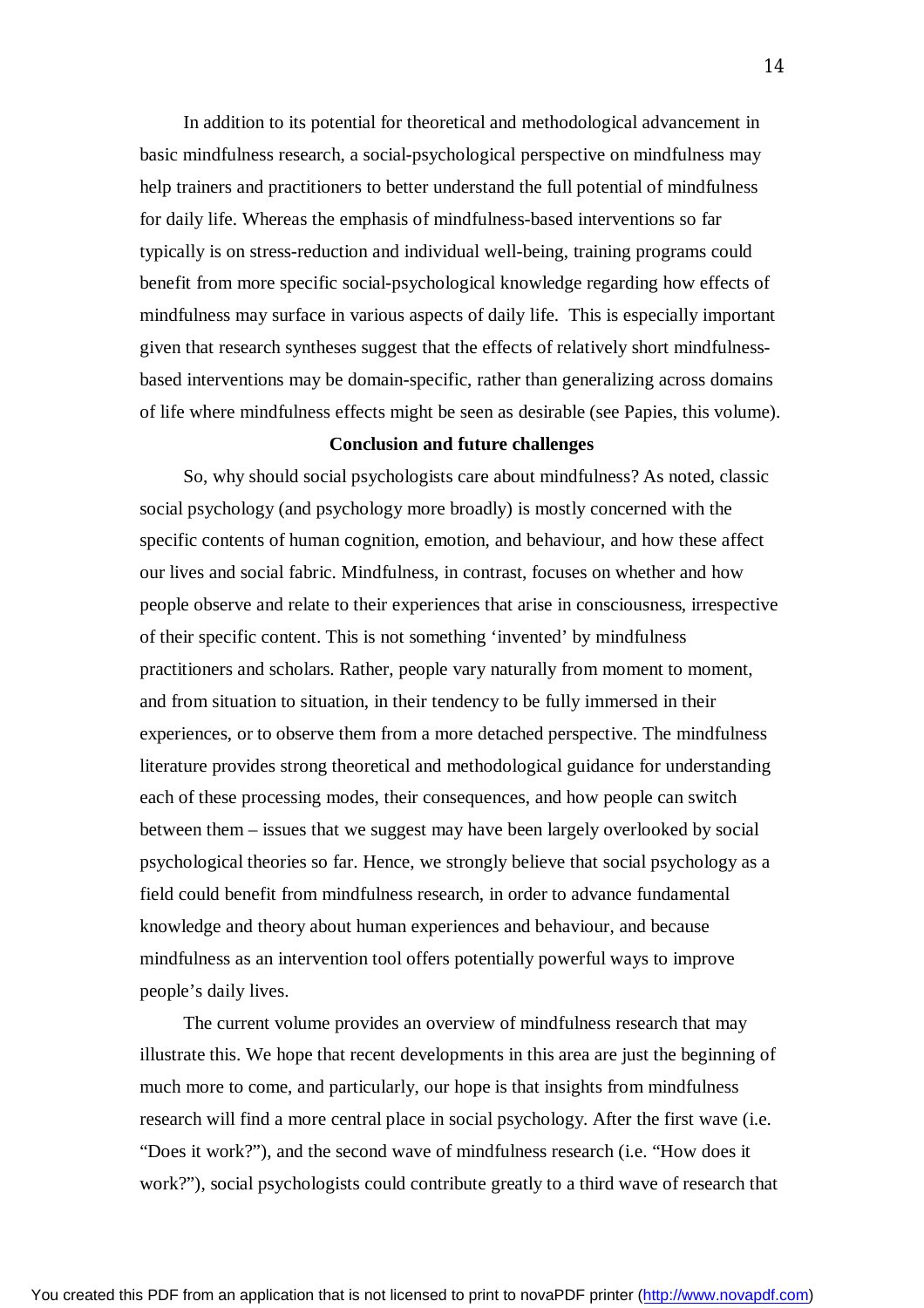In addition to its potential for theoretical and methodological advancement in basic mindfulness research, a social-psychological perspective on mindfulness may help trainers and practitioners to better understand the full potential of mindfulness for daily life. Whereas the emphasis of mindfulness-based interventions so far typically is on stress-reduction and individual well-being, training programs could benefit from more specific social-psychological knowledge regarding how effects of mindfulness may surface in various aspects of daily life. This is especially important given that research syntheses suggest that the effects of relatively short mindfulness-based interventions may be domain-specific, rather than generalizing across domains of life where mindfulness effects might be seen as desirable (see Papies, this volume).

## Conclusion and future challenges

So, why should social psychologists care about mindfulness? As noted, classic social psychology (and psychology more broadly) is mostly concerned with the specific contents of human cognition, emotion, and behaviour, and how these affect our lives and social fabric. Mindfulness, in contrast, focuses on whether and how people observe and relate to their experiences that arise in consciousness, irrespective of their specific content. This is not something 'invented' by mindfulness practitioners and scholars. Rather, people vary naturally from moment to moment, and from situation to situation, in their tendency to be fully immersed in their experiences, or to observe them from a more detached perspective. The mindfulness literature provides strong theoretical and methodological guidance for understanding each of these processing modes, their consequences, and how people can switch between them – issues that we suggest may have been largely overlooked by social psychological theories so far. Hence, we strongly believe that social psychology as a field could benefit from mindfulness research, in order to advance fundamental knowledge and theory about human experiences and behaviour, and because mindfulness as an intervention tool offers potentially powerful ways to improve people's daily lives.

The current volume provides an overview of mindfulness research that may illustrate this. We hope that recent developments in this area are just the beginning of much more to come, and particularly, our hope is that insights from mindfulness research will find a more central place in social psychology. After the first wave (i.e. "Does it work?"), and the second wave of mindfulness research (i.e. "How does it work?"), social psychologists could contribute greatly to a third wave of research that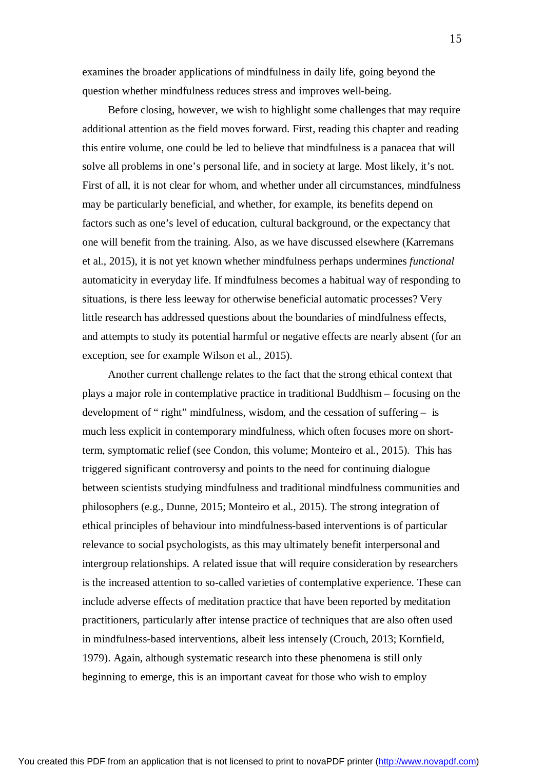examines the broader applications of mindfulness in daily life, going beyond the question whether mindfulness reduces stress and improves well-being.

Before closing, however, we wish to highlight some challenges that may require additional attention as the field moves forward. First, reading this chapter and reading this entire volume, one could be led to believe that mindfulness is a panacea that will solve all problems in one's personal life, and in society at large. Most likely, it's not. First of all, it is not clear for whom, and whether under all circumstances, mindfulness may be particularly beneficial, and whether, for example, its benefits depend on factors such as one's level of education, cultural background, or the expectancy that one will benefit from the training. Also, as we have discussed elsewhere (Karremans et al., 2015), it is not yet known whether mindfulness perhaps undermines *functional* automaticity in everyday life. If mindfulness becomes a habitual way of responding to situations, is there less leeway for otherwise beneficial automatic processes? Very little research has addressed questions about the boundaries of mindfulness effects, and attempts to study its potential harmful or negative effects are nearly absent (for an exception, see for example Wilson et al., 2015).

Another current challenge relates to the fact that the strong ethical context that plays a major role in contemplative practice in traditional Buddhism – focusing on the development of " right" mindfulness, wisdom, and the cessation of suffering – is much less explicit in contemporary mindfulness, which often focuses more on short-term, symptomatic relief (see Condon, this volume; Monteiro et al., 2015). This has triggered significant controversy and points to the need for continuing dialogue between scientists studying mindfulness and traditional mindfulness communities and philosophers (e.g., Dunne, 2015; Monteiro et al., 2015). The strong integration of ethical principles of behaviour into mindfulness-based interventions is of particular relevance to social psychologists, as this may ultimately benefit interpersonal and intergroup relationships. A related issue that will require consideration by researchers is the increased attention to so-called varieties of contemplative experience. These can include adverse effects of meditation practice that have been reported by meditation practitioners, particularly after intense practice of techniques that are also often used in mindfulness-based interventions, albeit less intensely (Crouch, 2013; Kornfield, 1979). Again, although systematic research into these phenomena is still only beginning to emerge, this is an important caveat for those who wish to employ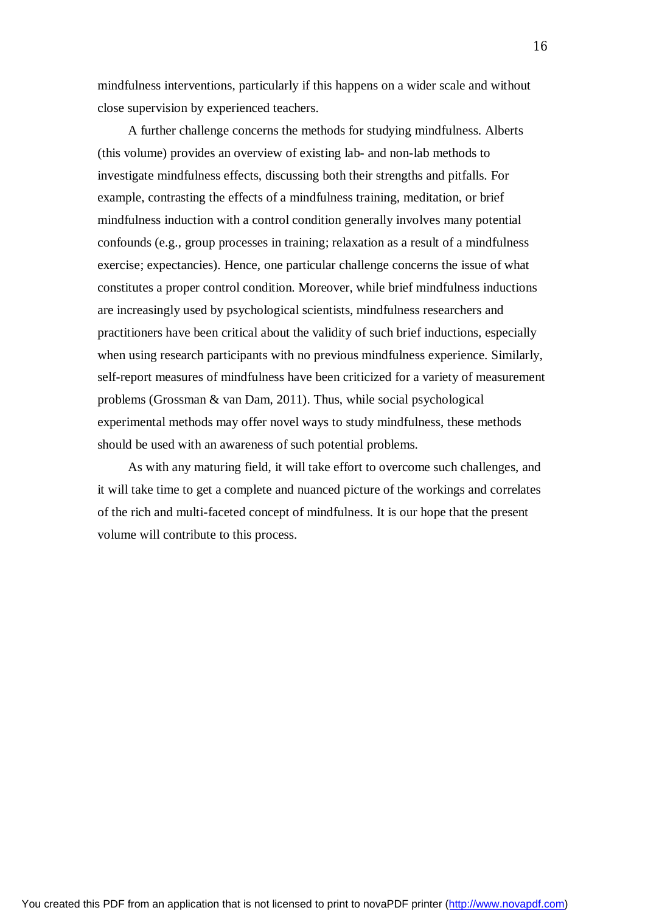mindfulness interventions, particularly if this happens on a wider scale and without close supervision by experienced teachers.

A further challenge concerns the methods for studying mindfulness. Alberts (this volume) provides an overview of existing lab- and non-lab methods to investigate mindfulness effects, discussing both their strengths and pitfalls. For example, contrasting the effects of a mindfulness training, meditation, or brief mindfulness induction with a control condition generally involves many potential confounds (e.g., group processes in training; relaxation as a result of a mindfulness exercise; expectancies). Hence, one particular challenge concerns the issue of what constitutes a proper control condition. Moreover, while brief mindfulness inductions are increasingly used by psychological scientists, mindfulness researchers and practitioners have been critical about the validity of such brief inductions, especially when using research participants with no previous mindfulness experience. Similarly, self-report measures of mindfulness have been criticized for a variety of measurement problems (Grossman & van Dam, 2011). Thus, while social psychological experimental methods may offer novel ways to study mindfulness, these methods should be used with an awareness of such potential problems.

As with any maturing field, it will take effort to overcome such challenges, and it will take time to get a complete and nuanced picture of the workings and correlates of the rich and multi-faceted concept of mindfulness. It is our hope that the present volume will contribute to this process.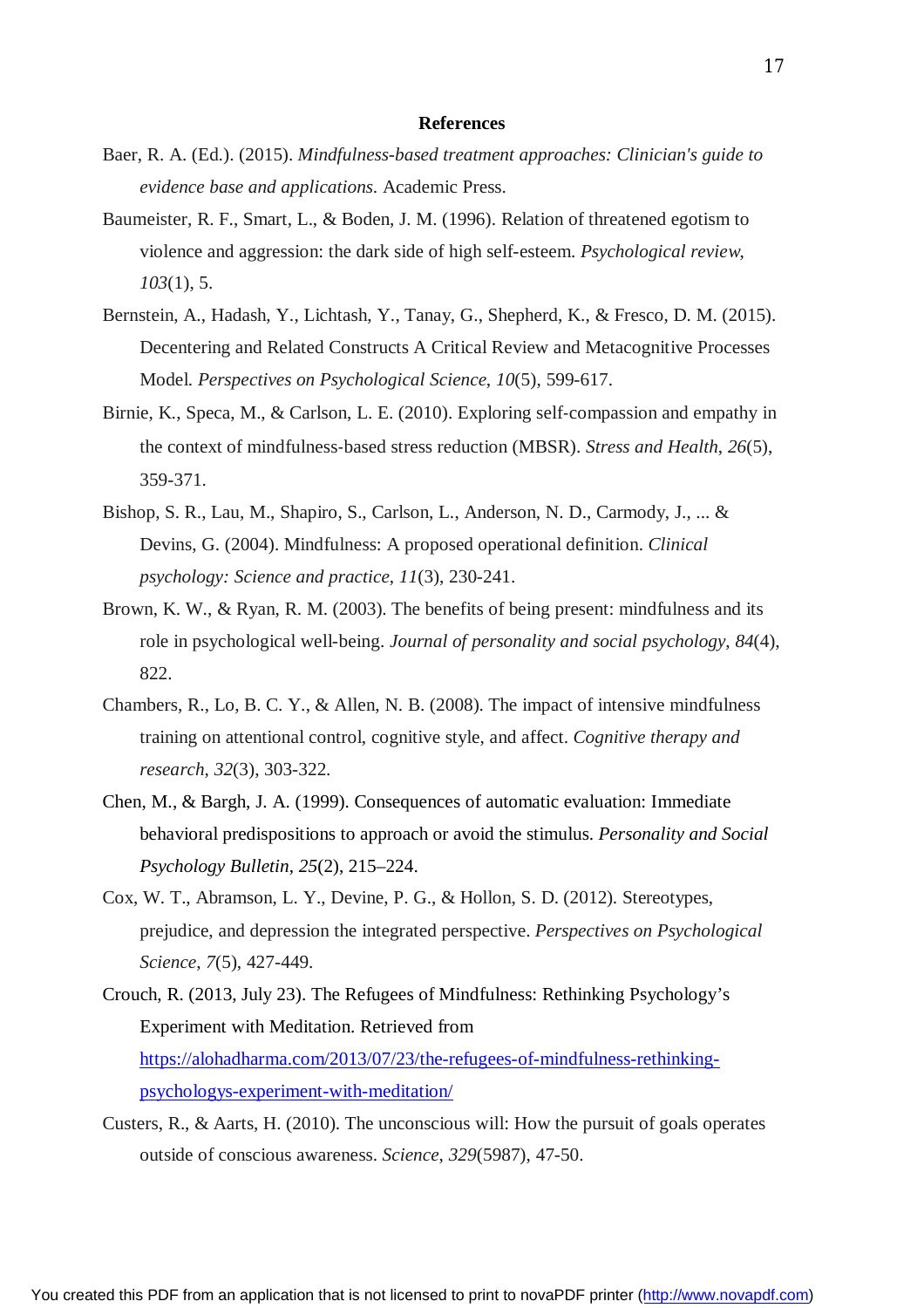## References

Baer, R. A. (Ed.). (2015). *Mindfulness-based treatment approaches: Clinician's guide to evidence base and applications*. Academic Press.

Baumeister, R. F., Smart, L., & Boden, J. M. (1996). Relation of threatened egotism to violence and aggression: the dark side of high self-esteem. *Psychological review*, *103*(1), 5.

Bernstein, A., Hadash, Y., Lichtash, Y., Tanay, G., Shepherd, K., & Fresco, D. M. (2015). Decentering and Related Constructs A Critical Review and Metacognitive Processes Model. *Perspectives on Psychological Science*, *10*(5), 599-617.

Birnie, K., Speca, M., & Carlson, L. E. (2010). Exploring self-compassion and empathy in the context of mindfulness-based stress reduction (MBSR). *Stress and Health*, *26*(5), 359-371.

Bishop, S. R., Lau, M., Shapiro, S., Carlson, L., Anderson, N. D., Carmody, J., ... & Devins, G. (2004). Mindfulness: A proposed operational definition. *Clinical psychology: Science and practice*, *11*(3), 230-241.

Brown, K. W., & Ryan, R. M. (2003). The benefits of being present: mindfulness and its role in psychological well-being. *Journal of personality and social psychology*, *84*(4), 822.

Chambers, R., Lo, B. C. Y., & Allen, N. B. (2008). The impact of intensive mindfulness training on attentional control, cognitive style, and affect. *Cognitive therapy and research*, *32*(3), 303-322.

Chen, M., & Bargh, J. A. (1999). Consequences of automatic evaluation: Immediate behavioral predispositions to approach or avoid the stimulus. *Personality and Social Psychology Bulletin*, *25*(2), 215–224.

Cox, W. T., Abramson, L. Y., Devine, P. G., & Hollon, S. D. (2012). Stereotypes, prejudice, and depression the integrated perspective. *Perspectives on Psychological Science*, *7*(5), 427-449.

Crouch, R. (2013, July 23). The Refugees of Mindfulness: Rethinking Psychology's Experiment with Meditation. Retrieved from https://alohadharma.com/2013/07/23/the-refugees-of-mindfulness-rethinking-psychologys-experiment-with-meditation/

Custers, R., & Aarts, H. (2010). The unconscious will: How the pursuit of goals operates outside of conscious awareness. *Science*, *329*(5987), 47-50.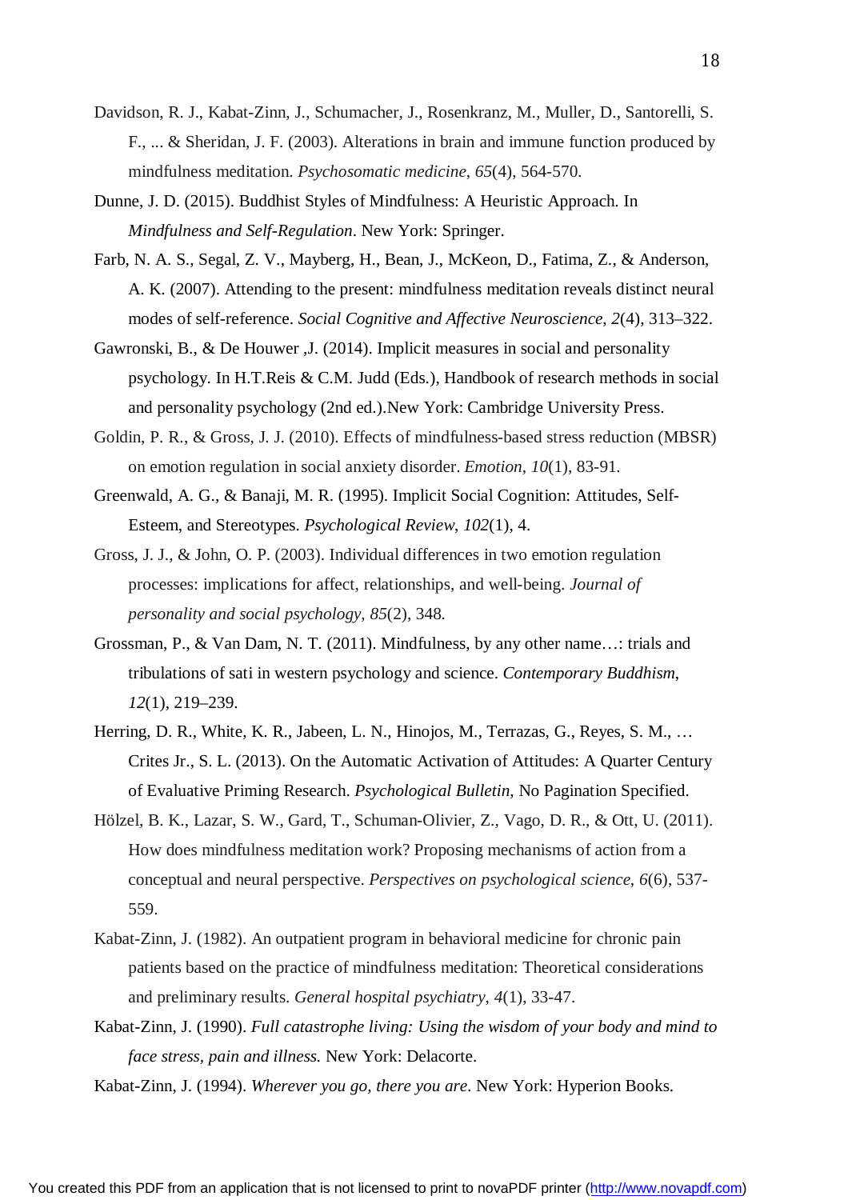Davidson, R. J., Kabat-Zinn, J., Schumacher, J., Rosenkranz, M., Muller, D., Santorelli, S. F., ... & Sheridan, J. F. (2003). Alterations in brain and immune function produced by mindfulness meditation. *Psychosomatic medicine*, *65*(4), 564-570.

Dunne, J. D. (2015). Buddhist Styles of Mindfulness: A Heuristic Approach. In *Mindfulness and Self-Regulation*. New York: Springer.

Farb, N. A. S., Segal, Z. V., Mayberg, H., Bean, J., McKeon, D., Fatima, Z., & Anderson, A. K. (2007). Attending to the present: mindfulness meditation reveals distinct neural modes of self-reference. *Social Cognitive and Affective Neuroscience*, *2*(4), 313–322.

Gawronski, B., & De Houwer ,J. (2014). Implicit measures in social and personality psychology. In H.T.Reis & C.M. Judd (Eds.), Handbook of research methods in social and personality psychology (2nd ed.).New York: Cambridge University Press.

Goldin, P. R., & Gross, J. J. (2010). Effects of mindfulness-based stress reduction (MBSR) on emotion regulation in social anxiety disorder. *Emotion*, *10*(1), 83-91.

Greenwald, A. G., & Banaji, M. R. (1995). Implicit Social Cognition: Attitudes, Self-Esteem, and Stereotypes. *Psychological Review*, *102*(1), 4.

Gross, J. J., & John, O. P. (2003). Individual differences in two emotion regulation processes: implications for affect, relationships, and well-being. *Journal of personality and social psychology*, *85*(2), 348.

Grossman, P., & Van Dam, N. T. (2011). Mindfulness, by any other name…: trials and tribulations of sati in western psychology and science. *Contemporary Buddhism*, *12*(1), 219–239.

Herring, D. R., White, K. R., Jabeen, L. N., Hinojos, M., Terrazas, G., Reyes, S. M., … Crites Jr., S. L. (2013). On the Automatic Activation of Attitudes: A Quarter Century of Evaluative Priming Research. *Psychological Bulletin*, No Pagination Specified.

Hölzel, B. K., Lazar, S. W., Gard, T., Schuman-Olivier, Z., Vago, D. R., & Ott, U. (2011). How does mindfulness meditation work? Proposing mechanisms of action from a conceptual and neural perspective. *Perspectives on psychological science*, *6*(6), 537-559.

Kabat-Zinn, J. (1982). An outpatient program in behavioral medicine for chronic pain patients based on the practice of mindfulness meditation: Theoretical considerations and preliminary results. *General hospital psychiatry*, *4*(1), 33-47.

Kabat-Zinn, J. (1990). *Full catastrophe living: Using the wisdom of your body and mind to face stress, pain and illness.* New York: Delacorte.

Kabat-Zinn, J. (1994). *Wherever you go, there you are*. New York: Hyperion Books.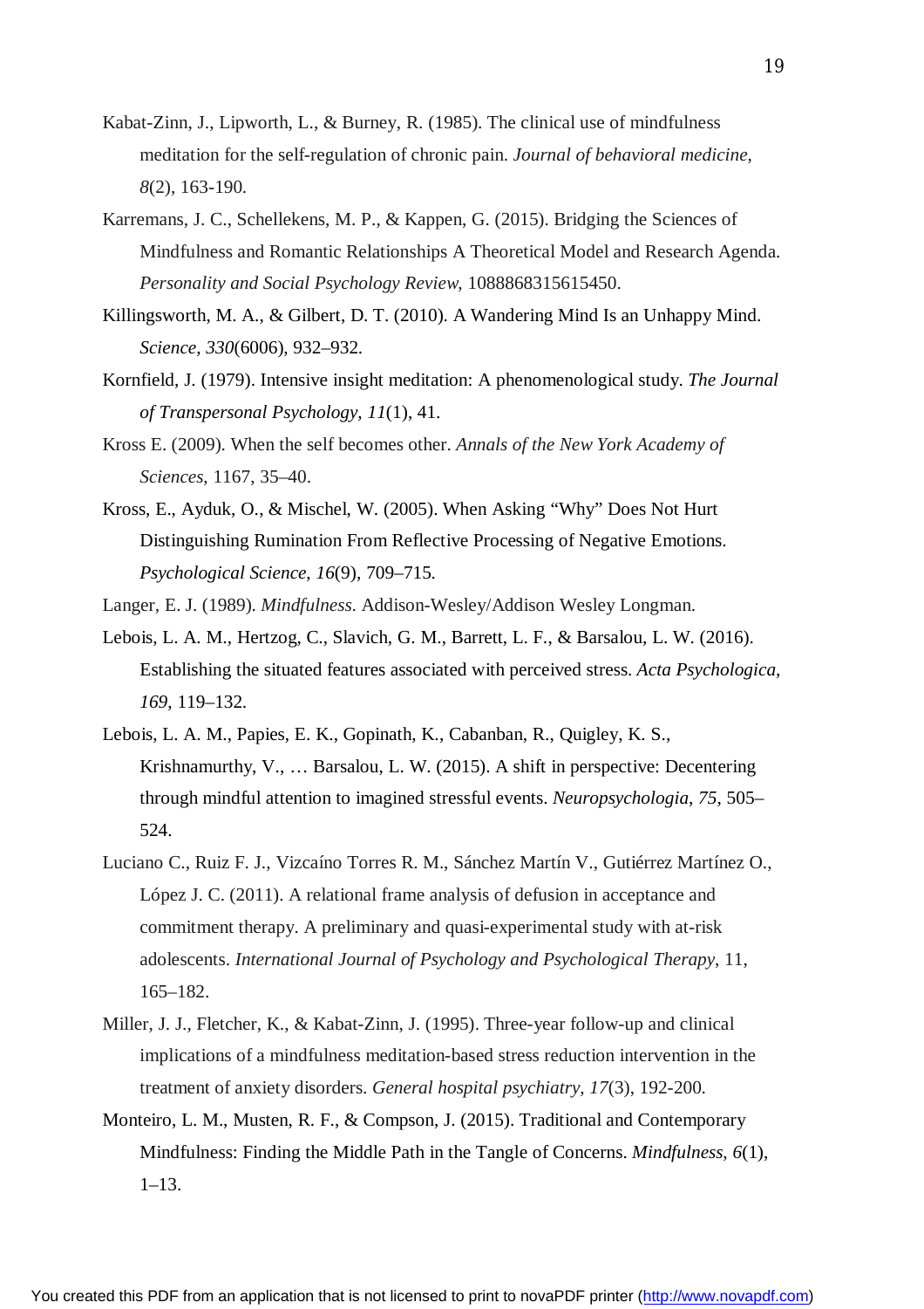Kabat-Zinn, J., Lipworth, L., & Burney, R. (1985). The clinical use of mindfulness meditation for the self-regulation of chronic pain. *Journal of behavioral medicine*, *8*(2), 163-190.

Karremans, J. C., Schellekens, M. P., & Kappen, G. (2015). Bridging the Sciences of Mindfulness and Romantic Relationships A Theoretical Model and Research Agenda. *Personality and Social Psychology Review*, 1088868315615450.

Killingsworth, M. A., & Gilbert, D. T. (2010). A Wandering Mind Is an Unhappy Mind. *Science*, *330*(6006), 932–932.

Kornfield, J. (1979). Intensive insight meditation: A phenomenological study. *The Journal of Transpersonal Psychology*, *11*(1), 41.

Kross E. (2009). When the self becomes other. *Annals of the New York Academy of Sciences*, 1167, 35–40.

Kross, E., Ayduk, O., & Mischel, W. (2005). When Asking "Why" Does Not Hurt Distinguishing Rumination From Reflective Processing of Negative Emotions. *Psychological Science*, *16*(9), 709–715.

Langer, E. J. (1989). *Mindfulness.* Addison-Wesley/Addison Wesley Longman.

Lebois, L. A. M., Hertzog, C., Slavich, G. M., Barrett, L. F., & Barsalou, L. W. (2016). Establishing the situated features associated with perceived stress. *Acta Psychologica*, *169*, 119–132.

Lebois, L. A. M., Papies, E. K., Gopinath, K., Cabanban, R., Quigley, K. S., Krishnamurthy, V., … Barsalou, L. W. (2015). A shift in perspective: Decentering through mindful attention to imagined stressful events. *Neuropsychologia*, *75*, 505–524.

Luciano C., Ruiz F. J., Vizcaíno Torres R. M., Sánchez Martín V., Gutiérrez Martínez O., López J. C. (2011). A relational frame analysis of defusion in acceptance and commitment therapy. A preliminary and quasi-experimental study with at-risk adolescents. *International Journal of Psychology and Psychological Therapy*, 11, 165–182.

Miller, J. J., Fletcher, K., & Kabat-Zinn, J. (1995). Three-year follow-up and clinical implications of a mindfulness meditation-based stress reduction intervention in the treatment of anxiety disorders. *General hospital psychiatry*, *17*(3), 192-200.

Monteiro, L. M., Musten, R. F., & Compson, J. (2015). Traditional and Contemporary Mindfulness: Finding the Middle Path in the Tangle of Concerns. *Mindfulness*, *6*(1), 1–13.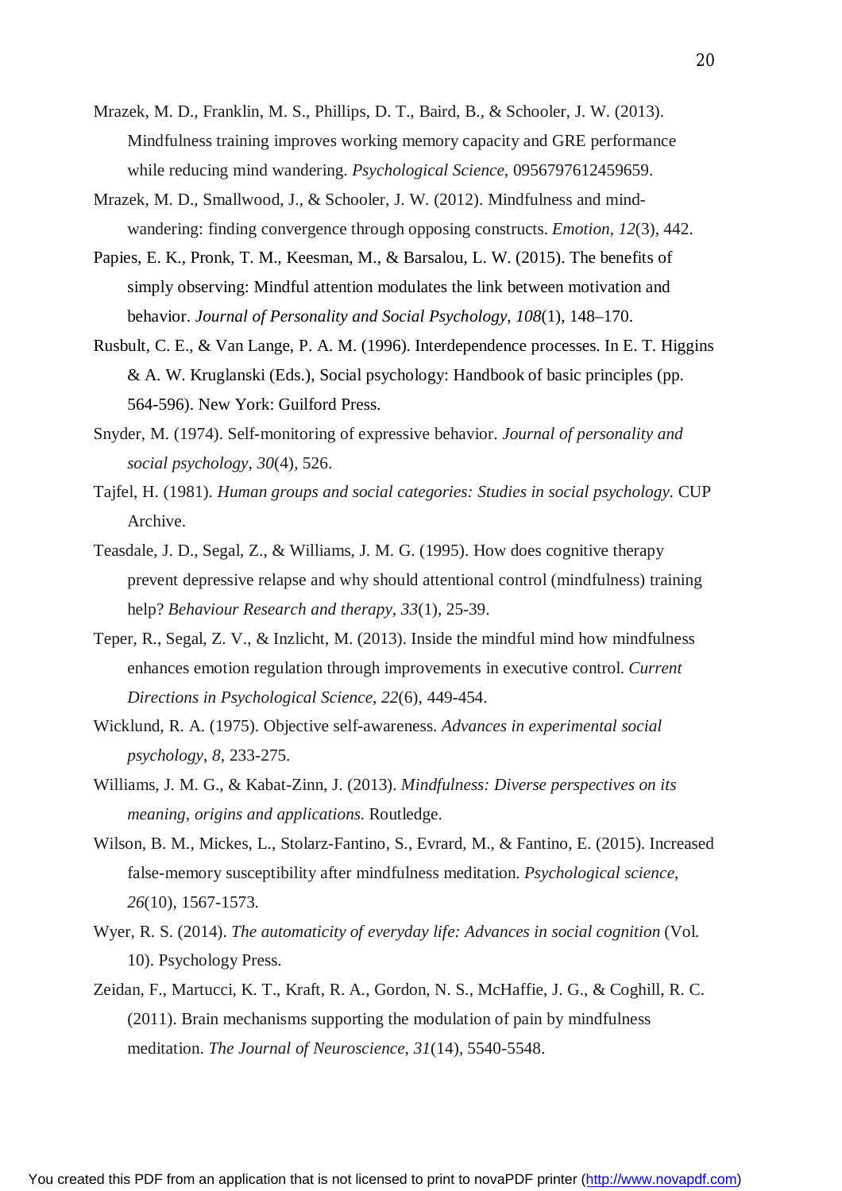Mrazek, M. D., Franklin, M. S., Phillips, D. T., Baird, B., & Schooler, J. W. (2013). Mindfulness training improves working memory capacity and GRE performance while reducing mind wandering. *Psychological Science*, 0956797612459659.

Mrazek, M. D., Smallwood, J., & Schooler, J. W. (2012). Mindfulness and mind-wandering: finding convergence through opposing constructs. *Emotion*, *12*(3), 442.

Papies, E. K., Pronk, T. M., Keesman, M., & Barsalou, L. W. (2015). The benefits of simply observing: Mindful attention modulates the link between motivation and behavior. *Journal of Personality and Social Psychology*, *108*(1), 148–170.

Rusbult, C. E., & Van Lange, P. A. M. (1996). Interdependence processes. In E. T. Higgins & A. W. Kruglanski (Eds.), Social psychology: Handbook of basic principles (pp. 564-596). New York: Guilford Press.

Snyder, M. (1974). Self-monitoring of expressive behavior. *Journal of personality and social psychology*, *30*(4), 526.

Tajfel, H. (1981). *Human groups and social categories: Studies in social psychology*. CUP Archive.

Teasdale, J. D., Segal, Z., & Williams, J. M. G. (1995). How does cognitive therapy prevent depressive relapse and why should attentional control (mindfulness) training help? *Behaviour Research and therapy*, *33*(1), 25-39.

Teper, R., Segal, Z. V., & Inzlicht, M. (2013). Inside the mindful mind how mindfulness enhances emotion regulation through improvements in executive control. *Current Directions in Psychological Science*, *22*(6), 449-454.

Wicklund, R. A. (1975). Objective self-awareness. *Advances in experimental social psychology*, *8*, 233-275.

Williams, J. M. G., & Kabat-Zinn, J. (2013). *Mindfulness: Diverse perspectives on its meaning, origins and applications.* Routledge.

Wilson, B. M., Mickes, L., Stolarz-Fantino, S., Evrard, M., & Fantino, E. (2015). Increased false-memory susceptibility after mindfulness meditation. *Psychological science*, *26*(10), 1567-1573.

Wyer, R. S. (2014). *The automaticity of everyday life: Advances in social cognition* (Vol. 10). Psychology Press.

Zeidan, F., Martucci, K. T., Kraft, R. A., Gordon, N. S., McHaffie, J. G., & Coghill, R. C. (2011). Brain mechanisms supporting the modulation of pain by mindfulness meditation. *The Journal of Neuroscience*, *31*(14), 5540-5548.